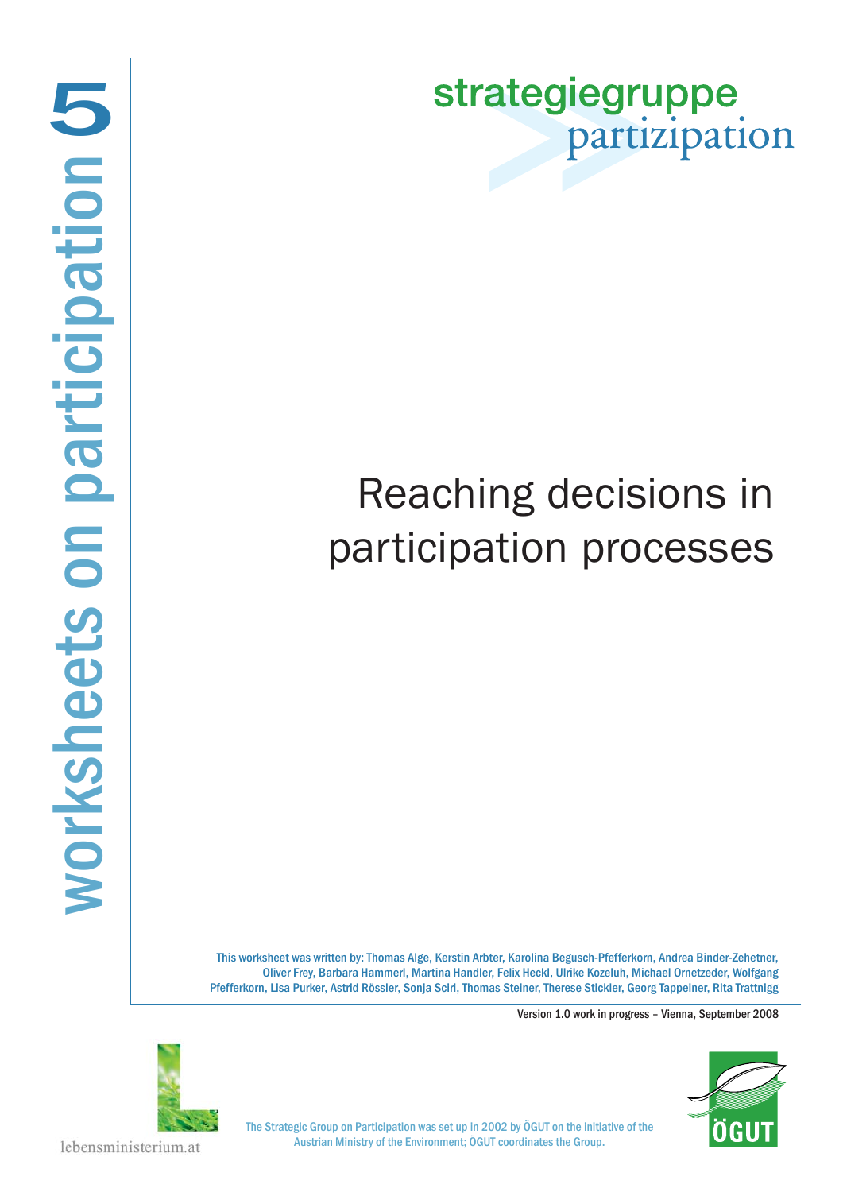# worksheets on participation 5

strategiegruppe partizipation

# Reaching decisions in participation processes

This worksheet was written by: Thomas Alge, Kerstin Arbter, Karolina Begusch-Pfefferkorn, Andrea Binder-Zehetner, Oliver Frey, Barbara Hammerl, Martina Handler, Felix Heckl, Ulrike Kozeluh, Michael Ornetzeder, Wolfgang Pfefferkorn, Lisa Purker, Astrid Rössler, Sonja Sciri, Thomas Steiner, Therese Stickler, Georg Tappeiner, Rita Trattnigg

Version 1.0 work in progress – Vienna, September 2008

lebensministerium.at

The Strategic Group on Participation was set up in 2002 by ÖGUT on the initiative of the Austrian Ministry of the Environment; ÖGUT coordinates the Group.

ÖGUT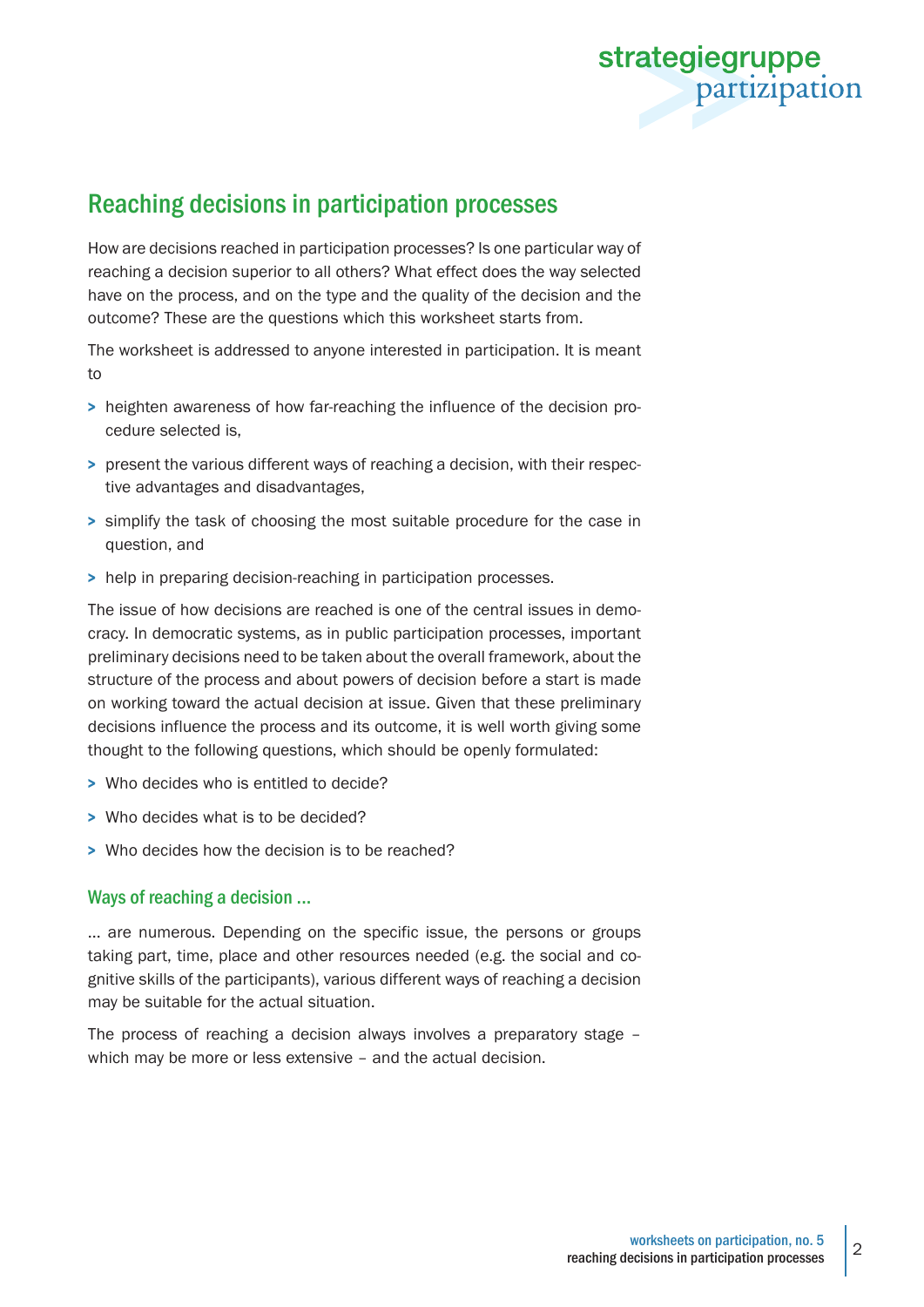## Reaching decisions in participation processes

How are decisions reached in participation processes? Is one particular way of reaching a decision superior to all others? What effect does the way selected have on the process, and on the type and the quality of the decision and the outcome? These are the questions which this worksheet starts from.

The worksheet is addressed to anyone interested in participation. It is meant to

- heighten awareness of how far-reaching the influence of the decision procedure selected is,
- present the various different ways of reaching a decision, with their respective advantages and disadvantages,
- simplify the task of choosing the most suitable procedure for the case in question, and
- help in preparing decision-reaching in participation processes.

The issue of how decisions are reached is one of the central issues in democracy. In democratic systems, as in public participation processes, important preliminary decisions need to be taken about the overall framework, about the structure of the process and about powers of decision before a start is made on working toward the actual decision at issue. Given that these preliminary decisions influence the process and its outcome, it is well worth giving some thought to the following questions, which should be openly formulated:

- Who decides who is entitled to decide?
- Who decides what is to be decided?
- Who decides how the decision is to be reached?

### Ways of reaching a decision ...

... are numerous. Depending on the specific issue, the persons or groups taking part, time, place and other resources needed (e.g. the social and cognitive skills of the participants), various different ways of reaching a decision may be suitable for the actual situation.

The process of reaching a decision always involves a preparatory stage – which may be more or less extensive – and the actual decision.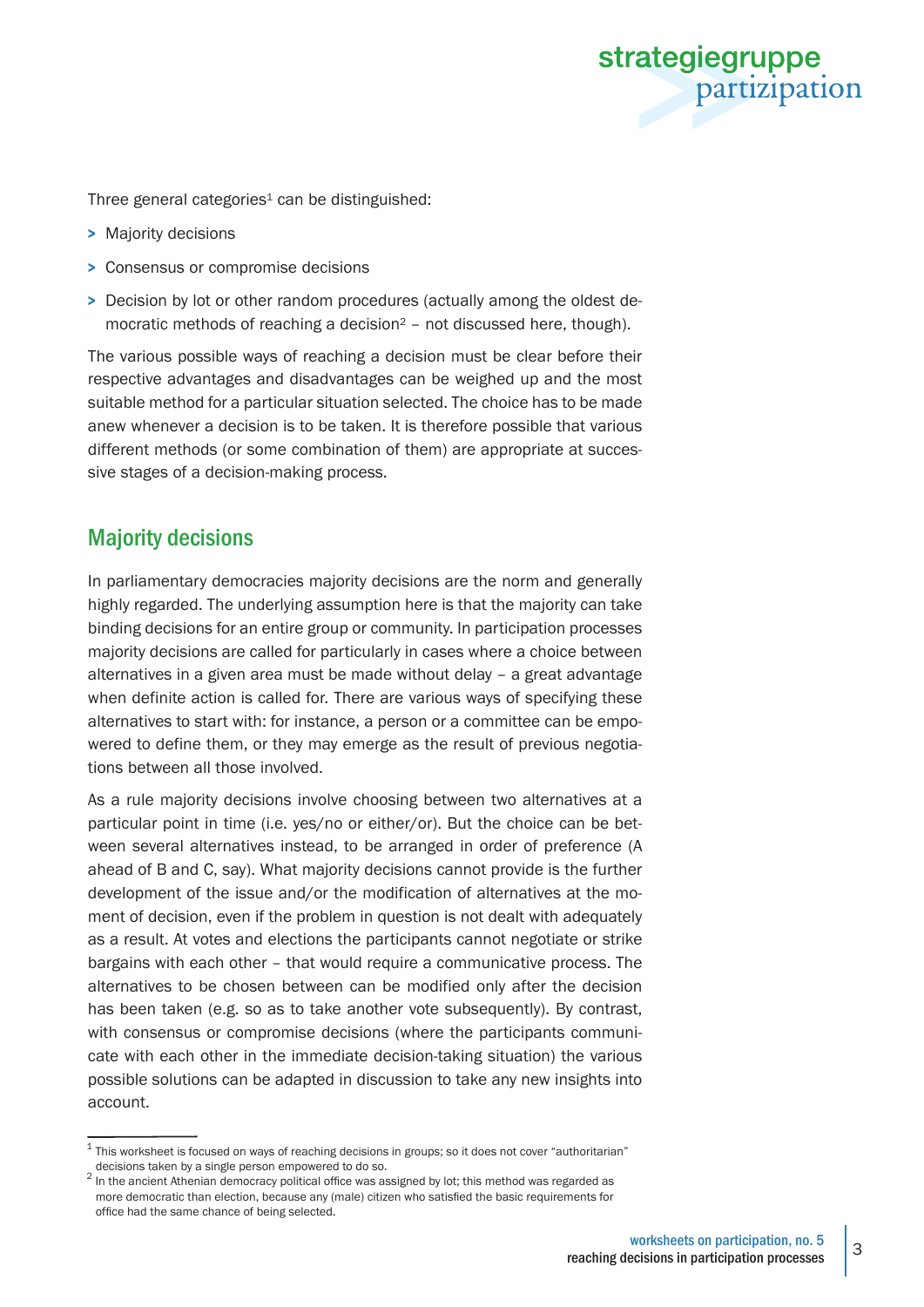Three general categories[1] can be distinguished:

- Majority decisions
- Consensus or compromise decisions
- Decision by lot or other random procedures (actually among the oldest democratic methods of reaching a decision[2] – not discussed here, though).

The various possible ways of reaching a decision must be clear before their respective advantages and disadvantages can be weighed up and the most suitable method for a particular situation selected. The choice has to be made anew whenever a decision is to be taken. It is therefore possible that various different methods (or some combination of them) are appropriate at successive stages of a decision-making process.

## Majority decisions

In parliamentary democracies majority decisions are the norm and generally highly regarded. The underlying assumption here is that the majority can take binding decisions for an entire group or community. In participation processes majority decisions are called for particularly in cases where a choice between alternatives in a given area must be made without delay – a great advantage when definite action is called for. There are various ways of specifying these alternatives to start with: for instance, a person or a committee can be empowered to define them, or they may emerge as the result of previous negotiations between all those involved.

As a rule majority decisions involve choosing between two alternatives at a particular point in time (i.e. yes/no or either/or). But the choice can be between several alternatives instead, to be arranged in order of preference (A ahead of B and C, say). What majority decisions cannot provide is the further development of the issue and/or the modification of alternatives at the moment of decision, even if the problem in question is not dealt with adequately as a result. At votes and elections the participants cannot negotiate or strike bargains with each other – that would require a communicative process. The alternatives to be chosen between can be modified only after the decision has been taken (e.g. so as to take another vote subsequently). By contrast, with consensus or compromise decisions (where the participants communicate with each other in the immediate decision-taking situation) the various possible solutions can be adapted in discussion to take any new insights into account.

---

[1] This worksheet is focused on ways of reaching decisions in groups; so it does not cover "authoritarian" decisions taken by a single person empowered to do so.

[2] In the ancient Athenian democracy political office was assigned by lot; this method was regarded as more democratic than election, because any (male) citizen who satisfied the basic requirements for office had the same chance of being selected.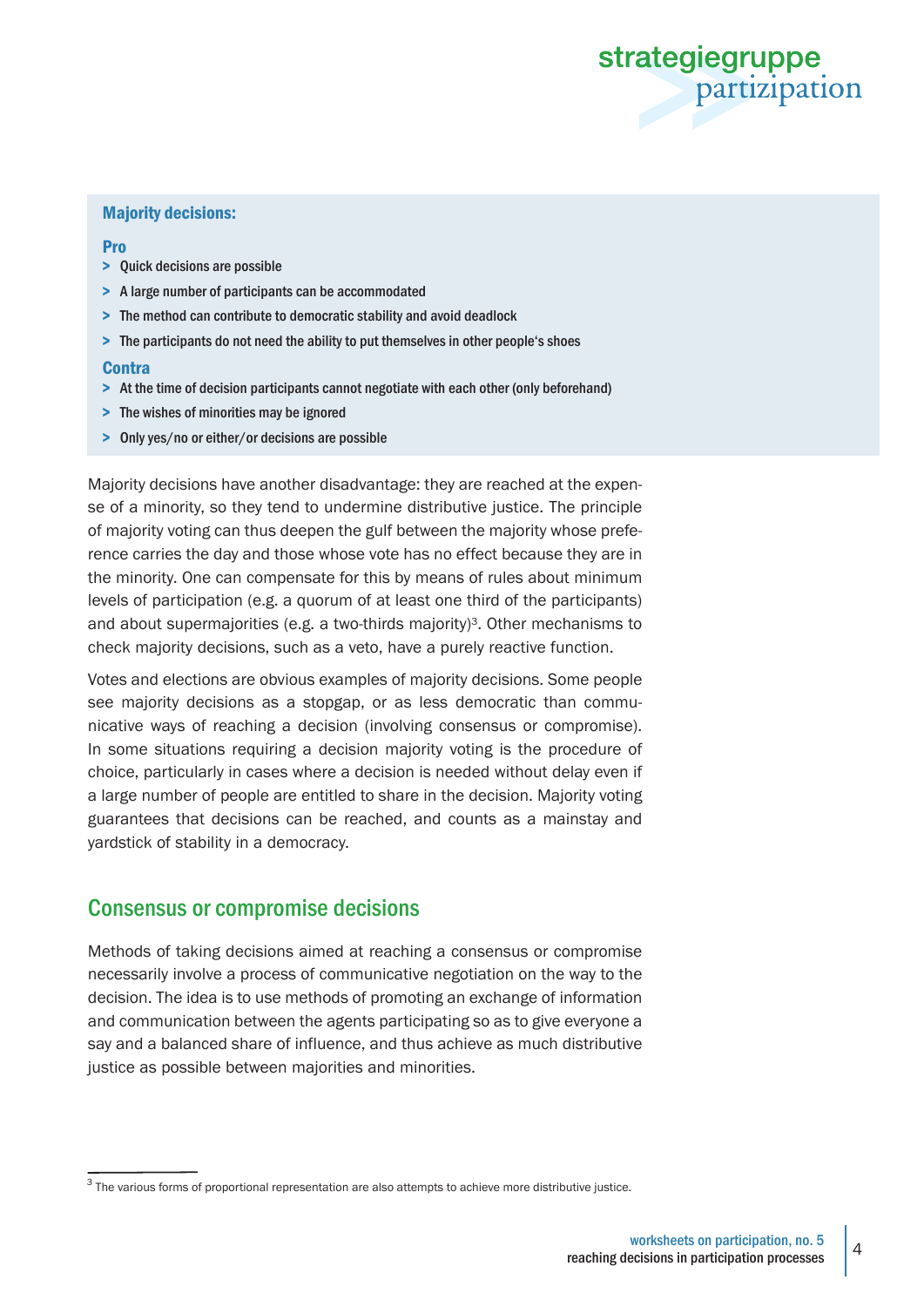**Majority decisions:**

**Pro**

- Quick decisions are possible
- A large number of participants can be accommodated
- The method can contribute to democratic stability and avoid deadlock
- The participants do not need the ability to put themselves in other people's shoes

**Contra**

- At the time of decision participants cannot negotiate with each other (only beforehand)
- The wishes of minorities may be ignored
- Only yes/no or either/or decisions are possible

Majority decisions have another disadvantage: they are reached at the expense of a minority, so they tend to undermine distributive justice. The principle of majority voting can thus deepen the gulf between the majority whose preference carries the day and those whose vote has no effect because they are in the minority. One can compensate for this by means of rules about minimum levels of participation (e.g. a quorum of at least one third of the participants) and about supermajorities (e.g. a two-thirds majority)[3]. Other mechanisms to check majority decisions, such as a veto, have a purely reactive function.

Votes and elections are obvious examples of majority decisions. Some people see majority decisions as a stopgap, or as less democratic than communicative ways of reaching a decision (involving consensus or compromise). In some situations requiring a decision majority voting is the procedure of choice, particularly in cases where a decision is needed without delay even if a large number of people are entitled to share in the decision. Majority voting guarantees that decisions can be reached, and counts as a mainstay and yardstick of stability in a democracy.

## Consensus or compromise decisions

Methods of taking decisions aimed at reaching a consensus or compromise necessarily involve a process of communicative negotiation on the way to the decision. The idea is to use methods of promoting an exchange of information and communication between the agents participating so as to give everyone a say and a balanced share of influence, and thus achieve as much distributive justice as possible between majorities and minorities.

[3] The various forms of proportional representation are also attempts to achieve more distributive justice.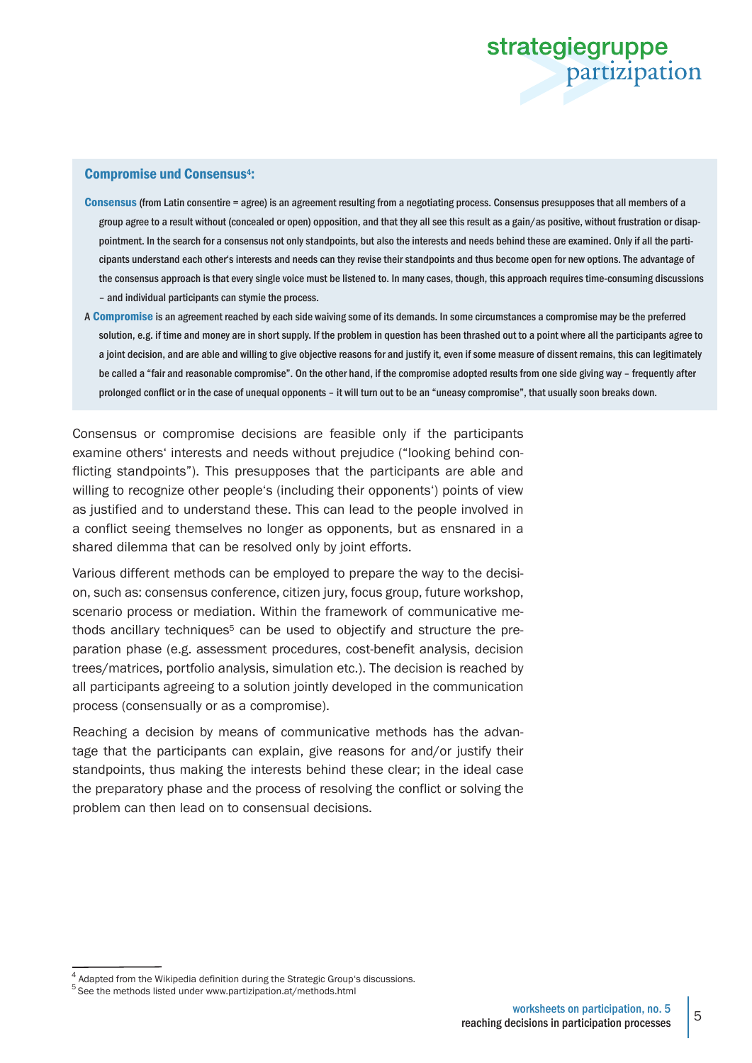### Compromise und Consensus[4]:

**Consensus** (from Latin consentire = agree) is an agreement resulting from a negotiating process. Consensus presupposes that all members of a group agree to a result without (concealed or open) opposition, and that they all see this result as a gain/as positive, without frustration or disappointment. In the search for a consensus not only standpoints, but also the interests and needs behind these are examined. Only if all the participants understand each other's interests and needs can they revise their standpoints and thus become open for new options. The advantage of the consensus approach is that every single voice must be listened to. In many cases, though, this approach requires time-consuming discussions – and individual participants can stymie the process.

A **Compromise** is an agreement reached by each side waiving some of its demands. In some circumstances a compromise may be the preferred solution, e.g. if time and money are in short supply. If the problem in question has been thrashed out to a point where all the participants agree to a joint decision, and are able and willing to give objective reasons for and justify it, even if some measure of dissent remains, this can legitimately be called a "fair and reasonable compromise". On the other hand, if the compromise adopted results from one side giving way – frequently after prolonged conflict or in the case of unequal opponents – it will turn out to be an "uneasy compromise", that usually soon breaks down.

Consensus or compromise decisions are feasible only if the participants examine others' interests and needs without prejudice ("looking behind conflicting standpoints"). This presupposes that the participants are able and willing to recognize other people's (including their opponents') points of view as justified and to understand these. This can lead to the people involved in a conflict seeing themselves no longer as opponents, but as ensnared in a shared dilemma that can be resolved only by joint efforts.

Various different methods can be employed to prepare the way to the decision, such as: consensus conference, citizen jury, focus group, future workshop, scenario process or mediation. Within the framework of communicative methods ancillary techniques[5] can be used to objectify and structure the preparation phase (e.g. assessment procedures, cost-benefit analysis, decision trees/matrices, portfolio analysis, simulation etc.). The decision is reached by all participants agreeing to a solution jointly developed in the communication process (consensually or as a compromise).

Reaching a decision by means of communicative methods has the advantage that the participants can explain, give reasons for and/or justify their standpoints, thus making the interests behind these clear; in the ideal case the preparatory phase and the process of resolving the conflict or solving the problem can then lead on to consensual decisions.

[4] Adapted from the Wikipedia definition during the Strategic Group's discussions.
[5] See the methods listed under www.partizipation.at/methods.html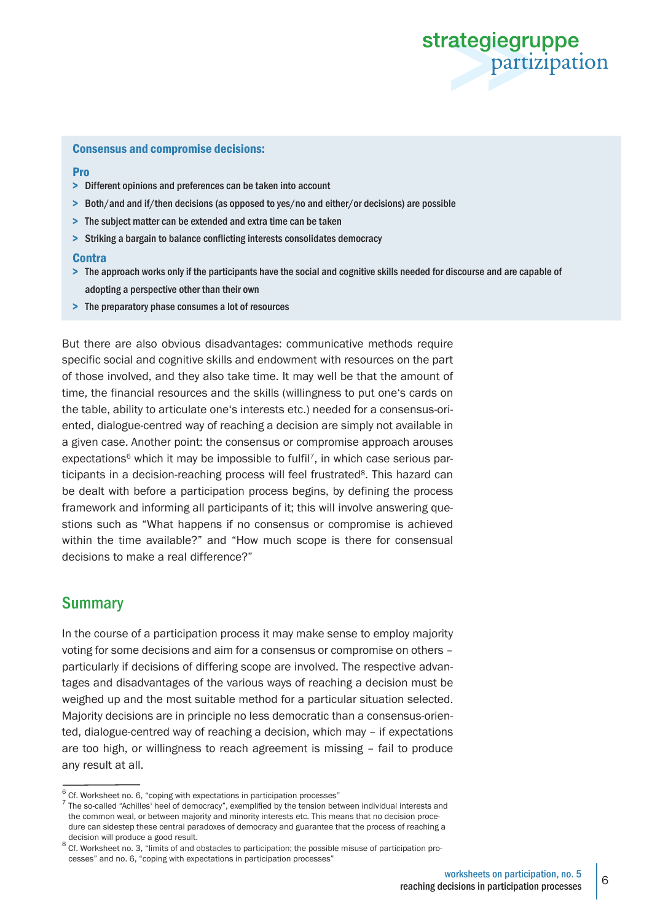**Consensus and compromise decisions:**

**Pro**

- Different opinions and preferences can be taken into account
- Both/and and if/then decisions (as opposed to yes/no and either/or decisions) are possible
- The subject matter can be extended and extra time can be taken
- Striking a bargain to balance conflicting interests consolidates democracy

**Contra**

- The approach works only if the participants have the social and cognitive skills needed for discourse and are capable of adopting a perspective other than their own
- The preparatory phase consumes a lot of resources

But there are also obvious disadvantages: communicative methods require specific social and cognitive skills and endowment with resources on the part of those involved, and they also take time. It may well be that the amount of time, the financial resources and the skills (willingness to put one's cards on the table, ability to articulate one's interests etc.) needed for a consensus-oriented, dialogue-centred way of reaching a decision are simply not available in a given case. Another point: the consensus or compromise approach arouses expectations[6] which it may be impossible to fulfil[7], in which case serious participants in a decision-reaching process will feel frustrated[8]. This hazard can be dealt with before a participation process begins, by defining the process framework and informing all participants of it; this will involve answering questions such as "What happens if no consensus or compromise is achieved within the time available?" and "How much scope is there for consensual decisions to make a real difference?"

## Summary

In the course of a participation process it may make sense to employ majority voting for some decisions and aim for a consensus or compromise on others – particularly if decisions of differing scope are involved. The respective advantages and disadvantages of the various ways of reaching a decision must be weighed up and the most suitable method for a particular situation selected. Majority decisions are in principle no less democratic than a consensus-oriented, dialogue-centred way of reaching a decision, which may – if expectations are too high, or willingness to reach agreement is missing – fail to produce any result at all.

---

[6] Cf. Worksheet no. 6, "coping with expectations in participation processes"

[7] The so-called "Achilles' heel of democracy", exemplified by the tension between individual interests and the common weal, or between majority and minority interests etc. This means that no decision procedure can sidestep these central paradoxes of democracy and guarantee that the process of reaching a decision will produce a good result.

[8] Cf. Worksheet no. 3, "limits of and obstacles to participation; the possible misuse of participation processes" and no. 6, "coping with expectations in participation processes"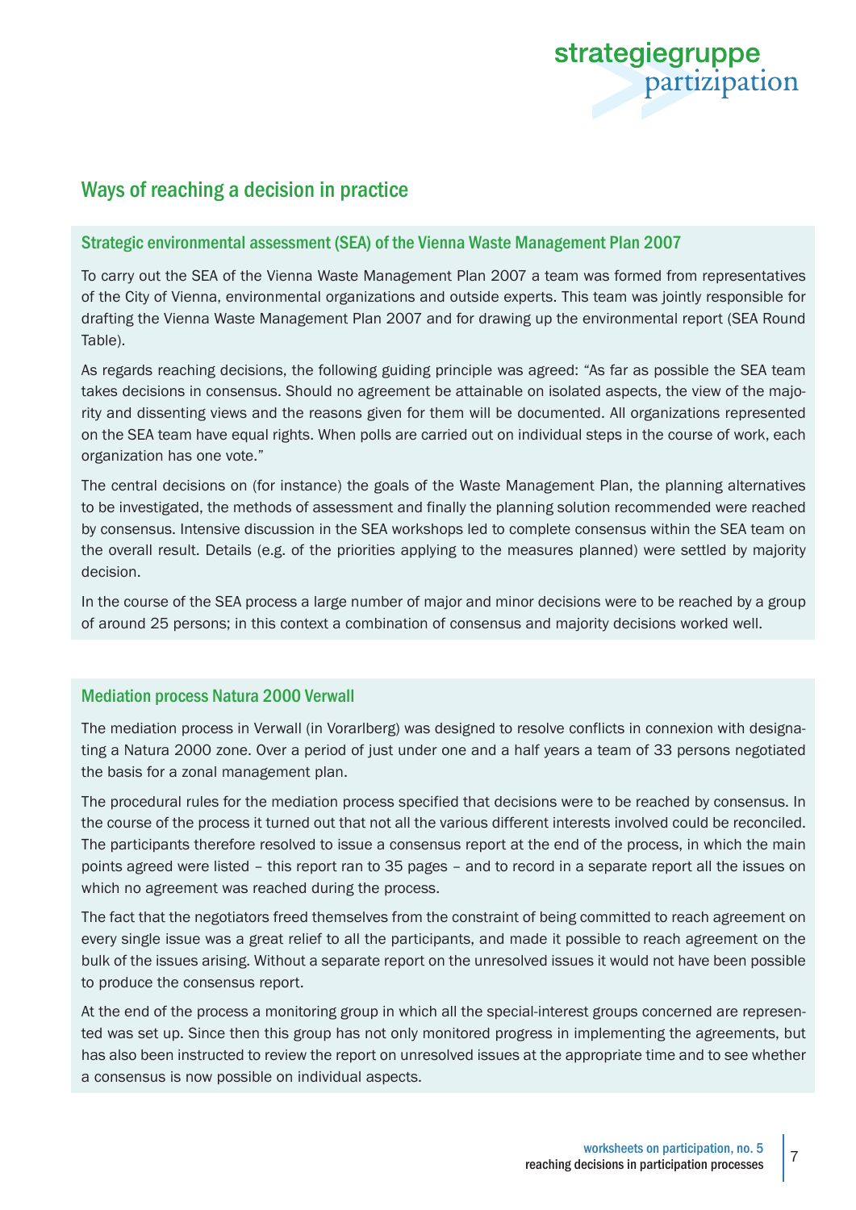## Ways of reaching a decision in practice

### Strategic environmental assessment (SEA) of the Vienna Waste Management Plan 2007

To carry out the SEA of the Vienna Waste Management Plan 2007 a team was formed from representatives of the City of Vienna, environmental organizations and outside experts. This team was jointly responsible for drafting the Vienna Waste Management Plan 2007 and for drawing up the environmental report (SEA Round Table).

As regards reaching decisions, the following guiding principle was agreed: "As far as possible the SEA team takes decisions in consensus. Should no agreement be attainable on isolated aspects, the view of the majority and dissenting views and the reasons given for them will be documented. All organizations represented on the SEA team have equal rights. When polls are carried out on individual steps in the course of work, each organization has one vote."

The central decisions on (for instance) the goals of the Waste Management Plan, the planning alternatives to be investigated, the methods of assessment and finally the planning solution recommended were reached by consensus. Intensive discussion in the SEA workshops led to complete consensus within the SEA team on the overall result. Details (e.g. of the priorities applying to the measures planned) were settled by majority decision.

In the course of the SEA process a large number of major and minor decisions were to be reached by a group of around 25 persons; in this context a combination of consensus and majority decisions worked well.

### Mediation process Natura 2000 Verwall

The mediation process in Verwall (in Vorarlberg) was designed to resolve conflicts in connexion with designating a Natura 2000 zone. Over a period of just under one and a half years a team of 33 persons negotiated the basis for a zonal management plan.

The procedural rules for the mediation process specified that decisions were to be reached by consensus. In the course of the process it turned out that not all the various different interests involved could be reconciled. The participants therefore resolved to issue a consensus report at the end of the process, in which the main points agreed were listed – this report ran to 35 pages – and to record in a separate report all the issues on which no agreement was reached during the process.

The fact that the negotiators freed themselves from the constraint of being committed to reach agreement on every single issue was a great relief to all the participants, and made it possible to reach agreement on the bulk of the issues arising. Without a separate report on the unresolved issues it would not have been possible to produce the consensus report.

At the end of the process a monitoring group in which all the special-interest groups concerned are represented was set up. Since then this group has not only monitored progress in implementing the agreements, but has also been instructed to review the report on unresolved issues at the appropriate time and to see whether a consensus is now possible on individual aspects.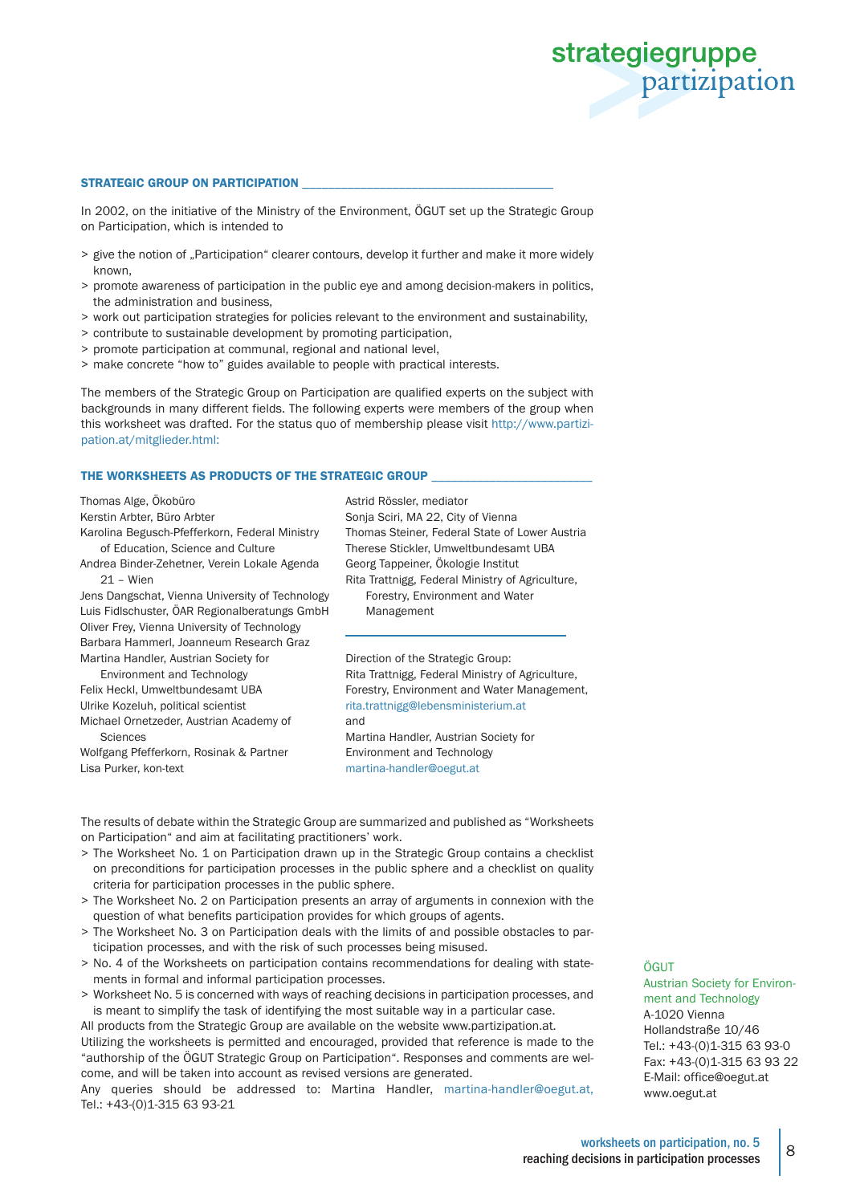## STRATEGIC GROUP ON PARTICIPATION

In 2002, on the initiative of the Ministry of the Environment, ÖGUT set up the Strategic Group on Participation, which is intended to

> give the notion of „Participation" clearer contours, develop it further and make it more widely known,
> promote awareness of participation in the public eye and among decision-makers in politics, the administration and business,
> work out participation strategies for policies relevant to the environment and sustainability,
> contribute to sustainable development by promoting participation,
> promote participation at communal, regional and national level,
> make concrete "how to" guides available to people with practical interests.

The members of the Strategic Group on Participation are qualified experts on the subject with backgrounds in many different fields. The following experts were members of the group when this worksheet was drafted. For the status quo of membership please visit http://www.partizipation.at/mitglieder.html:

## THE WORKSHEETS AS PRODUCTS OF THE STRATEGIC GROUP

Thomas Alge, Ökobüro
Kerstin Arbter, Büro Arbter
Karolina Begusch-Pfefferkorn, Federal Ministry of Education, Science and Culture
Andrea Binder-Zehetner, Verein Lokale Agenda 21 – Wien
Jens Dangschat, Vienna University of Technology
Luis Fidlschuster, ÖAR Regionalberatungs GmbH
Oliver Frey, Vienna University of Technology
Barbara Hammerl, Joanneum Research Graz
Martina Handler, Austrian Society for Environment and Technology
Felix Heckl, Umweltbundesamt UBA
Ulrike Kozeluh, political scientist
Michael Ornetzeder, Austrian Academy of Sciences
Wolfgang Pfefferkorn, Rosinak & Partner
Lisa Purker, kon-text
Astrid Rössler, mediator
Sonja Sciri, MA 22, City of Vienna
Thomas Steiner, Federal State of Lower Austria
Therese Stickler, Umweltbundesamt UBA
Georg Tappeiner, Ökologie Institut
Rita Trattnigg, Federal Ministry of Agriculture, Forestry, Environment and Water Management

Direction of the Strategic Group:
Rita Trattnigg, Federal Ministry of Agriculture, Forestry, Environment and Water Management, rita.trattnigg@lebensministerium.at
and
Martina Handler, Austrian Society for Environment and Technology
martina-handler@oegut.at

The results of debate within the Strategic Group are summarized and published as "Worksheets on Participation" and aim at facilitating practitioners' work.

> The Worksheet No. 1 on Participation drawn up in the Strategic Group contains a checklist on preconditions for participation processes in the public sphere and a checklist on quality criteria for participation processes in the public sphere.
> The Worksheet No. 2 on Participation presents an array of arguments in connexion with the question of what benefits participation provides for which groups of agents.
> The Worksheet No. 3 on Participation deals with the limits of and possible obstacles to participation processes, and with the risk of such processes being misused.
> No. 4 of the Worksheets on participation contains recommendations for dealing with statements in formal and informal participation processes.
> Worksheet No. 5 is concerned with ways of reaching decisions in participation processes, and is meant to simplify the task of identifying the most suitable way in a particular case.

All products from the Strategic Group are available on the website www.partizipation.at.
Utilizing the worksheets is permitted and encouraged, provided that reference is made to the "authorship of the ÖGUT Strategic Group on Participation". Responses and comments are welcome, and will be taken into account as revised versions are generated.
Any queries should be addressed to: Martina Handler, martina-handler@oegut.at, Tel.: +43-(0)1-315 63 93-21

ÖGUT
Austrian Society for Environment and Technology
A-1020 Vienna
Hollandstraße 10/46
Tel.: +43-(0)1-315 63 93-0
Fax: +43-(0)1-315 63 93 22
E-Mail: office@oegut.at
www.oegut.at